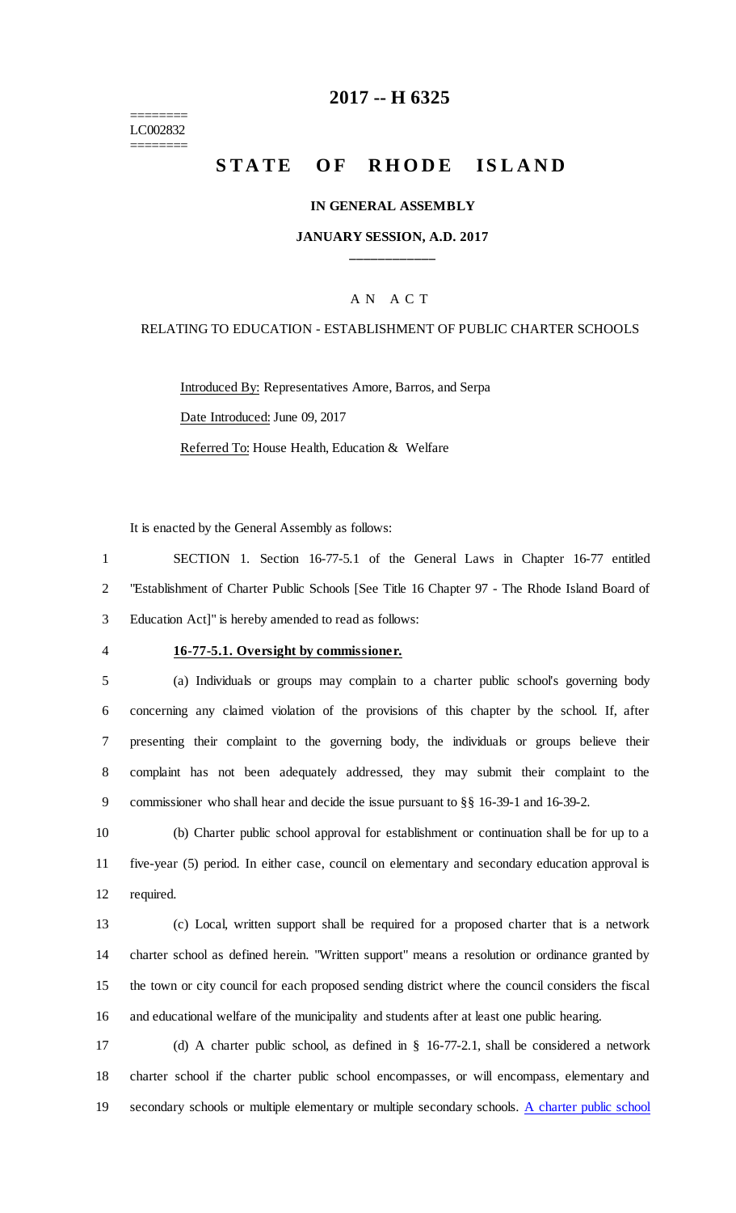========
LC002832
========

# 2017 -- H 6325

# STATE OF RHODE ISLAND

**IN GENERAL ASSEMBLY**

**JANUARY SESSION, A.D. 2017**

____________

A N A C T

RELATING TO EDUCATION - ESTABLISHMENT OF PUBLIC CHARTER SCHOOLS

Introduced By: Representatives Amore, Barros, and Serpa

Date Introduced: June 09, 2017

Referred To: House Health, Education & Welfare

It is enacted by the General Assembly as follows:

1 SECTION 1. Section 16-77-5.1 of the General Laws in Chapter 16-77 entitled
2 "Establishment of Charter Public Schools [See Title 16 Chapter 97 - The Rhode Island Board of
3 Education Act]" is hereby amended to read as follows:

4 **16-77-5.1. Oversight by commissioner.**

5 (a) Individuals or groups may complain to a charter public school's governing body
6 concerning any claimed violation of the provisions of this chapter by the school. If, after
7 presenting their complaint to the governing body, the individuals or groups believe their
8 complaint has not been adequately addressed, they may submit their complaint to the
9 commissioner who shall hear and decide the issue pursuant to §§ 16-39-1 and 16-39-2.

10 (b) Charter public school approval for establishment or continuation shall be for up to a
11 five-year (5) period. In either case, council on elementary and secondary education approval is
12 required.

13 (c) Local, written support shall be required for a proposed charter that is a network
14 charter school as defined herein. "Written support" means a resolution or ordinance granted by
15 the town or city council for each proposed sending district where the council considers the fiscal
16 and educational welfare of the municipality and students after at least one public hearing.

17 (d) A charter public school, as defined in § 16-77-2.1, shall be considered a network
18 charter school if the charter public school encompasses, or will encompass, elementary and
19 secondary schools or multiple elementary or multiple secondary schools. A charter public school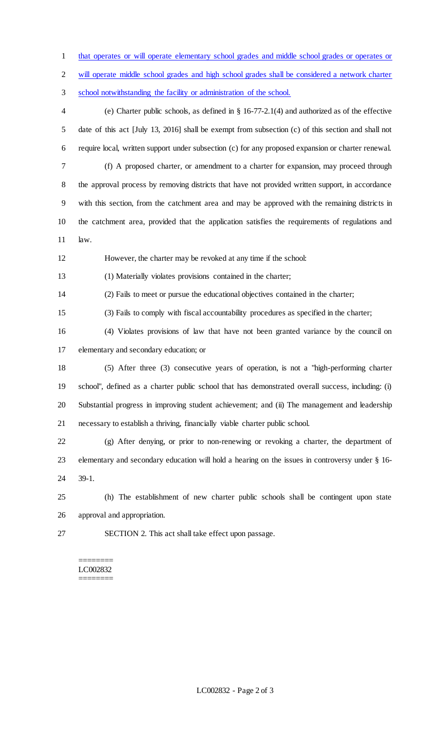that operates or will operate elementary school grades and middle school grades or operates or will operate middle school grades and high school grades shall be considered a network charter school notwithstanding the facility or administration of the school.

(e) Charter public schools, as defined in § 16-77-2.1(4) and authorized as of the effective date of this act [July 13, 2016] shall be exempt from subsection (c) of this section and shall not require local, written support under subsection (c) for any proposed expansion or charter renewal.

(f) A proposed charter, or amendment to a charter for expansion, may proceed through the approval process by removing districts that have not provided written support, in accordance with this section, from the catchment area and may be approved with the remaining districts in the catchment area, provided that the application satisfies the requirements of regulations and law.

However, the charter may be revoked at any time if the school:

(1) Materially violates provisions contained in the charter;

(2) Fails to meet or pursue the educational objectives contained in the charter;

(3) Fails to comply with fiscal accountability procedures as specified in the charter;

(4) Violates provisions of law that have not been granted variance by the council on elementary and secondary education; or

(5) After three (3) consecutive years of operation, is not a "high-performing charter school", defined as a charter public school that has demonstrated overall success, including: (i) Substantial progress in improving student achievement; and (ii) The management and leadership necessary to establish a thriving, financially viable charter public school.

(g) After denying, or prior to non-renewing or revoking a charter, the department of elementary and secondary education will hold a hearing on the issues in controversy under § 16-39-1.

(h) The establishment of new charter public schools shall be contingent upon state approval and appropriation.

SECTION 2. This act shall take effect upon passage.

========
LC002832
========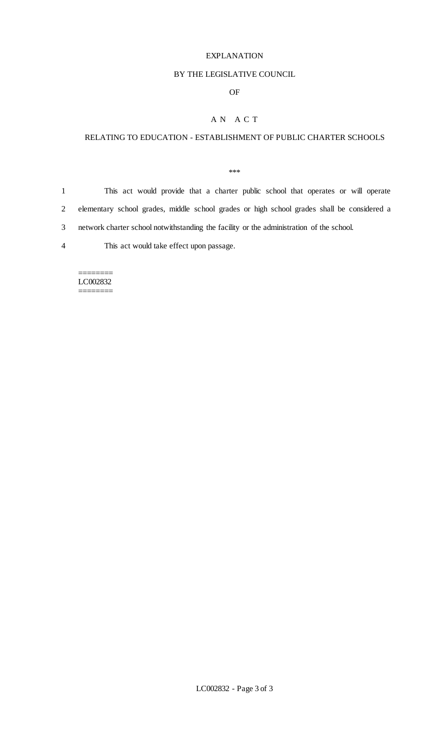EXPLANATION

BY THE LEGISLATIVE COUNCIL

OF

A N A C T

RELATING TO EDUCATION - ESTABLISHMENT OF PUBLIC CHARTER SCHOOLS

\*\*\*

1 This act would provide that a charter public school that operates or will operate
2 elementary school grades, middle school grades or high school grades shall be considered a
3 network charter school notwithstanding the facility or the administration of the school.
4 This act would take effect upon passage.

========
LC002832
========